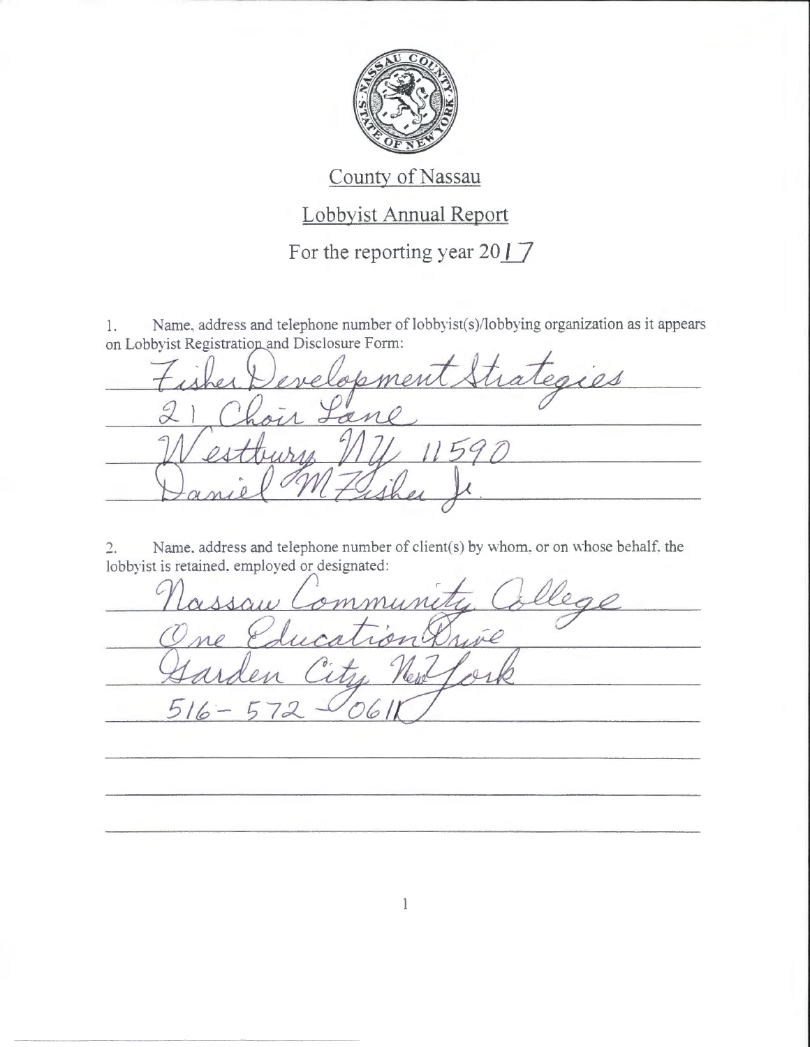# County of Nassau

## Lobbyist Annual Report

### For the reporting year 2017

1. Name, address and telephone number of lobbyist(s)/lobbying organization as it appears on Lobbyist Registration and Disclosure Form:

Fisher Development Strategies
21 Choir Lane
Westbury NY 11590
Daniel M Fisher Jr.

2. Name, address and telephone number of client(s) by whom, or on whose behalf, the lobbyist is retained, employed or designated:

Nassau Community College
One Education Drive
Garden City New York
516-572-0611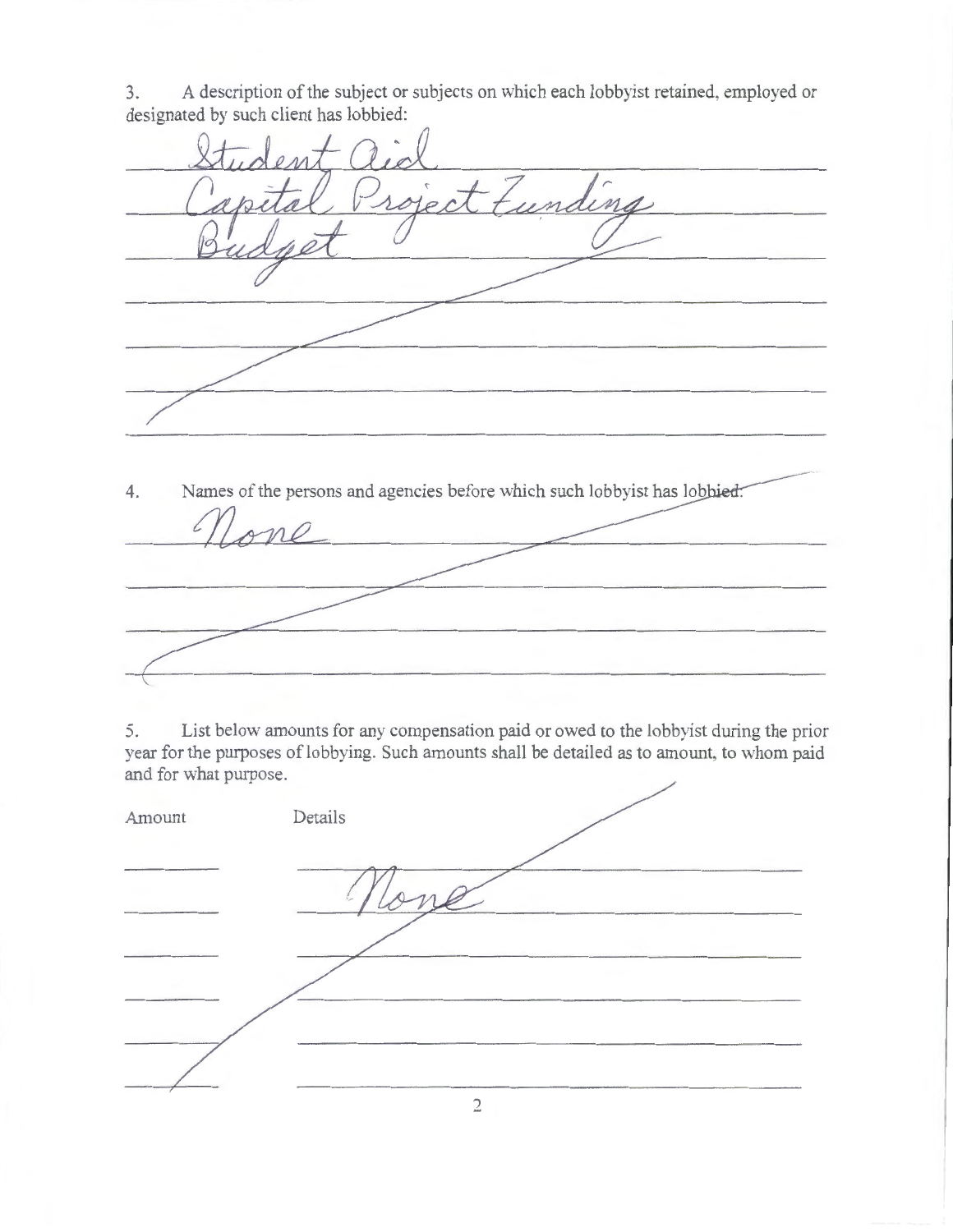3. A description of the subject or subjects on which each lobbyist retained, employed or designated by such client has lobbied:

Student Aid
Capital Project Funding
Budget

4. Names of the persons and agencies before which such lobbyist has lobbied:

None

5. List below amounts for any compensation paid or owed to the lobbyist during the prior year for the purposes of lobbying. Such amounts shall be detailed as to amount, to whom paid and for what purpose.

| Amount | Details |
| --- | --- |
| | None |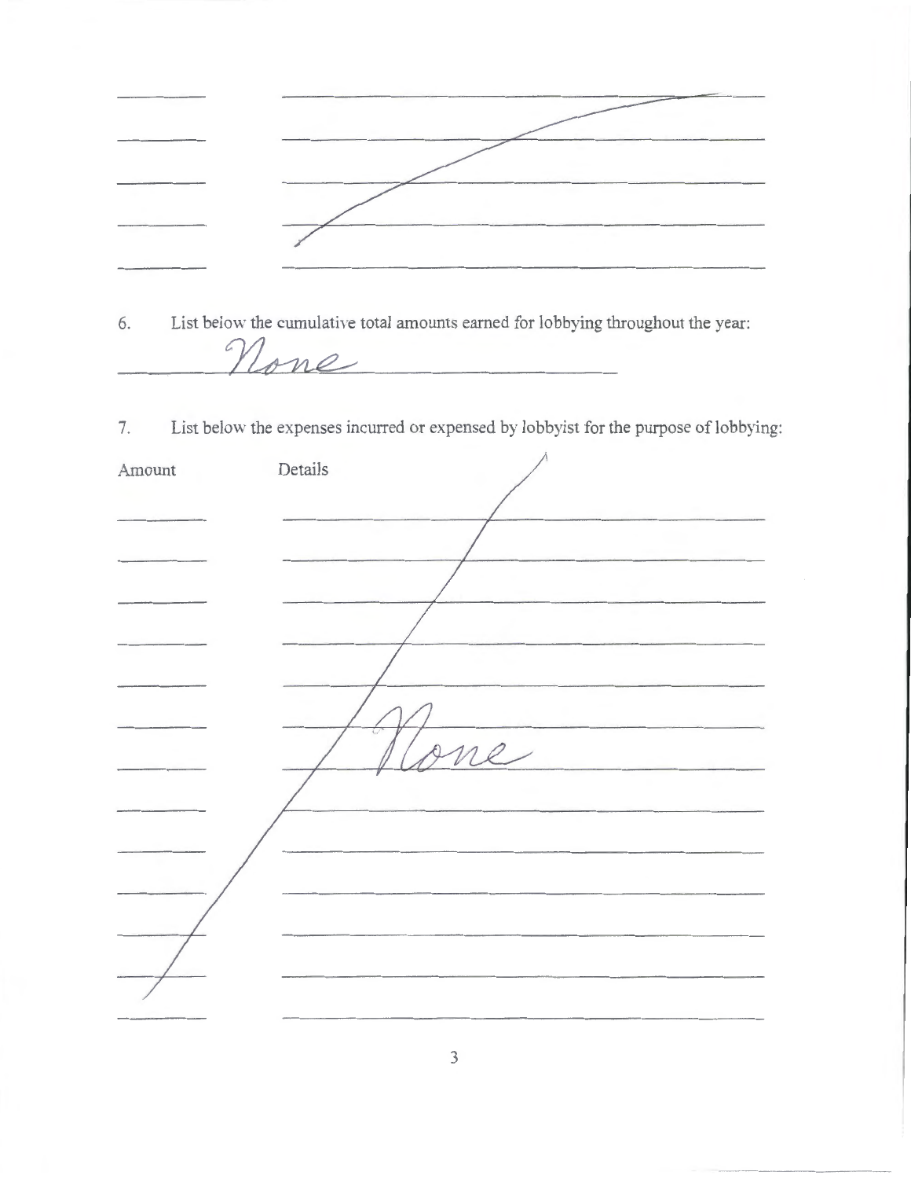6. List below the cumulative total amounts earned for lobbying throughout the year:

None

7. List below the expenses incurred or expensed by lobbyist for the purpose of lobbying:

| Amount | Details |
| --- | --- |
| | None |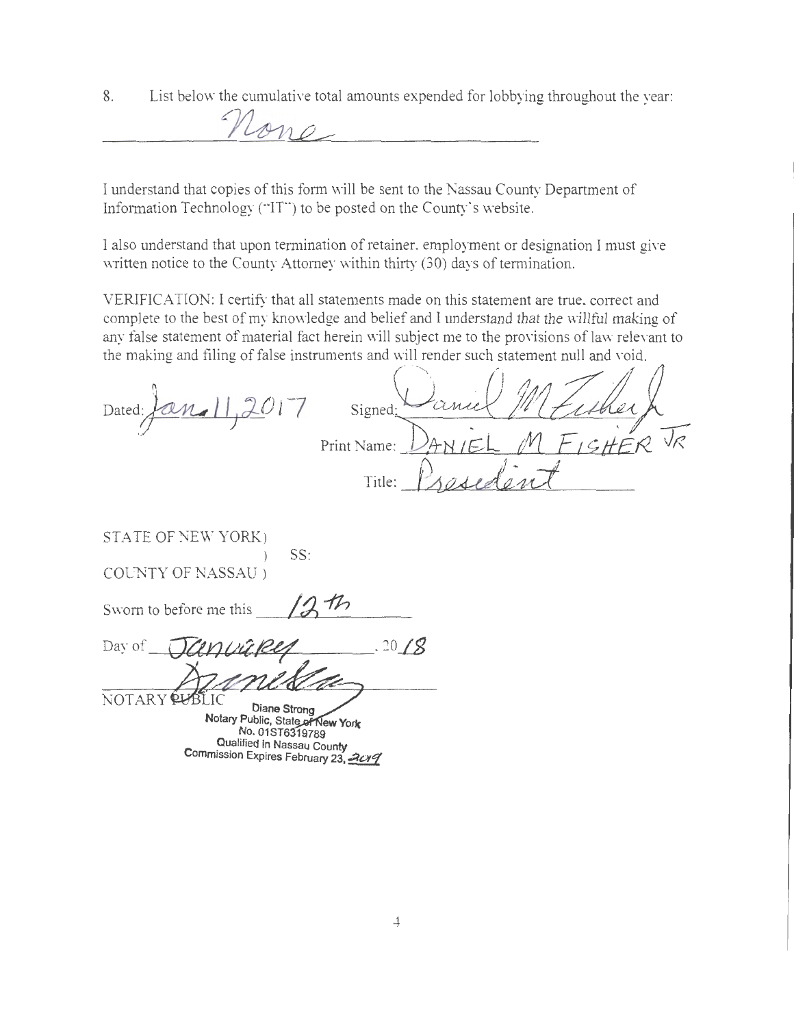8. List below the cumulative total amounts expended for lobbying throughout the year:

None

I understand that copies of this form will be sent to the Nassau County Department of Information Technology ("IT") to be posted on the County's website.

I also understand that upon termination of retainer, employment or designation I must give written notice to the County Attorney within thirty (30) days of termination.

VERIFICATION: I certify that all statements made on this statement are true, correct and complete to the best of my knowledge and belief and I understand that the willful making of any false statement of material fact herein will subject me to the provisions of law relevant to the making and filing of false instruments and will render such statement null and void.

Dated: Jan. 11, 2017

Signed: Daniel M Fisher Jr

Print Name: DANIEL M FISHER JR

Title: President

STATE OF NEW YORK)
) SS:
COUNTY OF NASSAU )

Sworn to before me this 12th

Day of January, 20 18

NOTARY PUBLIC

Diane Strong
Notary Public, State of New York
No. 01ST6319789
Qualified in Nassau County
Commission Expires February 23, 2019